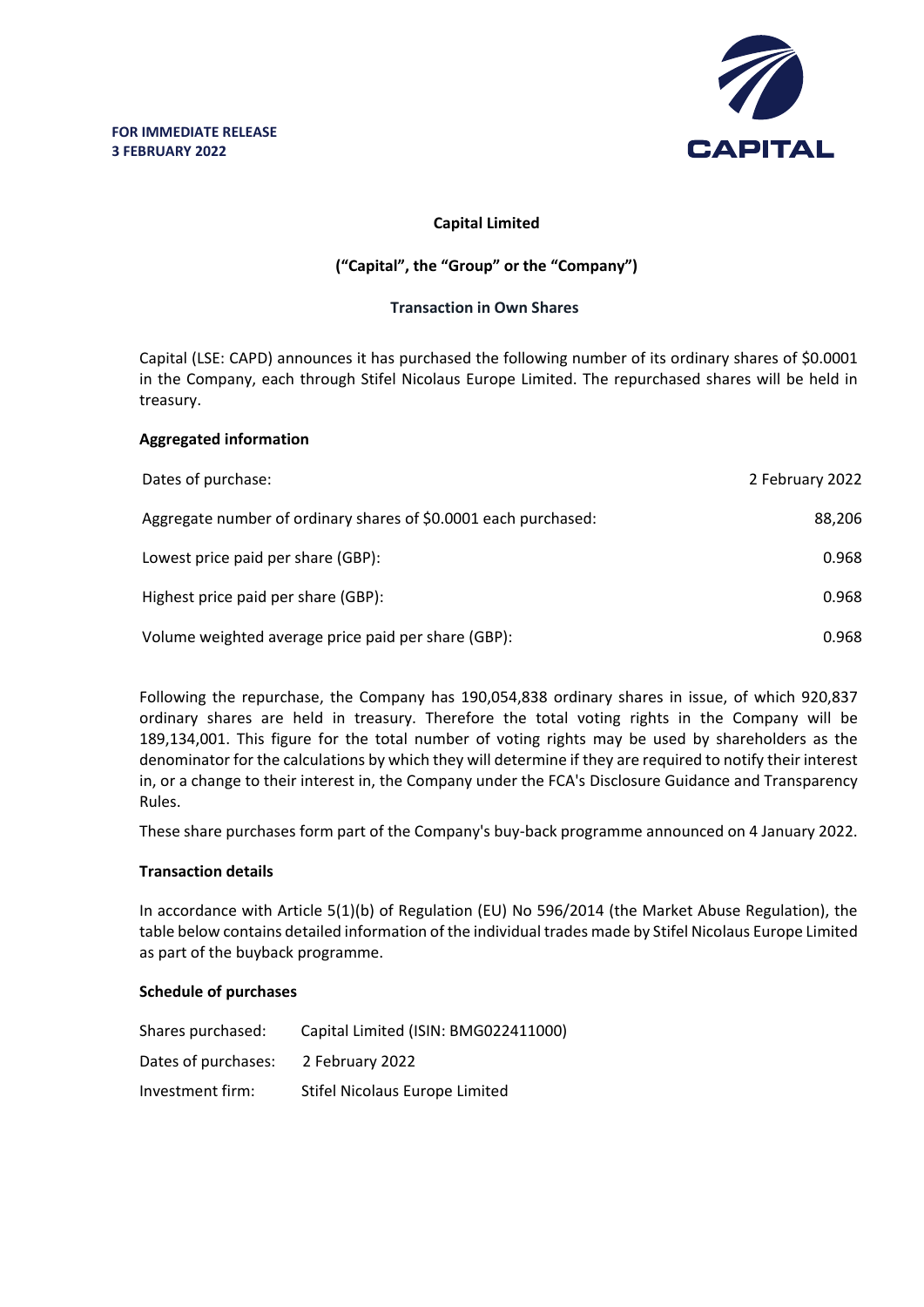**FOR IMMEDIATE RELEASE**
**3 FEBRUARY 2022**

CAPITAL

**Capital Limited**

**("Capital", the "Group" or the "Company")**

**Transaction in Own Shares**

Capital (LSE: CAPD) announces it has purchased the following number of its ordinary shares of $0.0001 in the Company, each through Stifel Nicolaus Europe Limited. The repurchased shares will be held in treasury.

**Aggregated information**

| | |
|---|---|
| Dates of purchase: | 2 February 2022 |
| Aggregate number of ordinary shares of $0.0001 each purchased: | 88,206 |
| Lowest price paid per share (GBP): | 0.968 |
| Highest price paid per share (GBP): | 0.968 |
| Volume weighted average price paid per share (GBP): | 0.968 |

Following the repurchase, the Company has 190,054,838 ordinary shares in issue, of which 920,837 ordinary shares are held in treasury. Therefore the total voting rights in the Company will be 189,134,001. This figure for the total number of voting rights may be used by shareholders as the denominator for the calculations by which they will determine if they are required to notify their interest in, or a change to their interest in, the Company under the FCA's Disclosure Guidance and Transparency Rules.

These share purchases form part of the Company's buy-back programme announced on 4 January 2022.

**Transaction details**

In accordance with Article 5(1)(b) of Regulation (EU) No 596/2014 (the Market Abuse Regulation), the table below contains detailed information of the individual trades made by Stifel Nicolaus Europe Limited as part of the buyback programme.

**Schedule of purchases**

| | |
|---|---|
| Shares purchased: | Capital Limited (ISIN: BMG022411000) |
| Dates of purchases: | 2 February 2022 |
| Investment firm: | Stifel Nicolaus Europe Limited |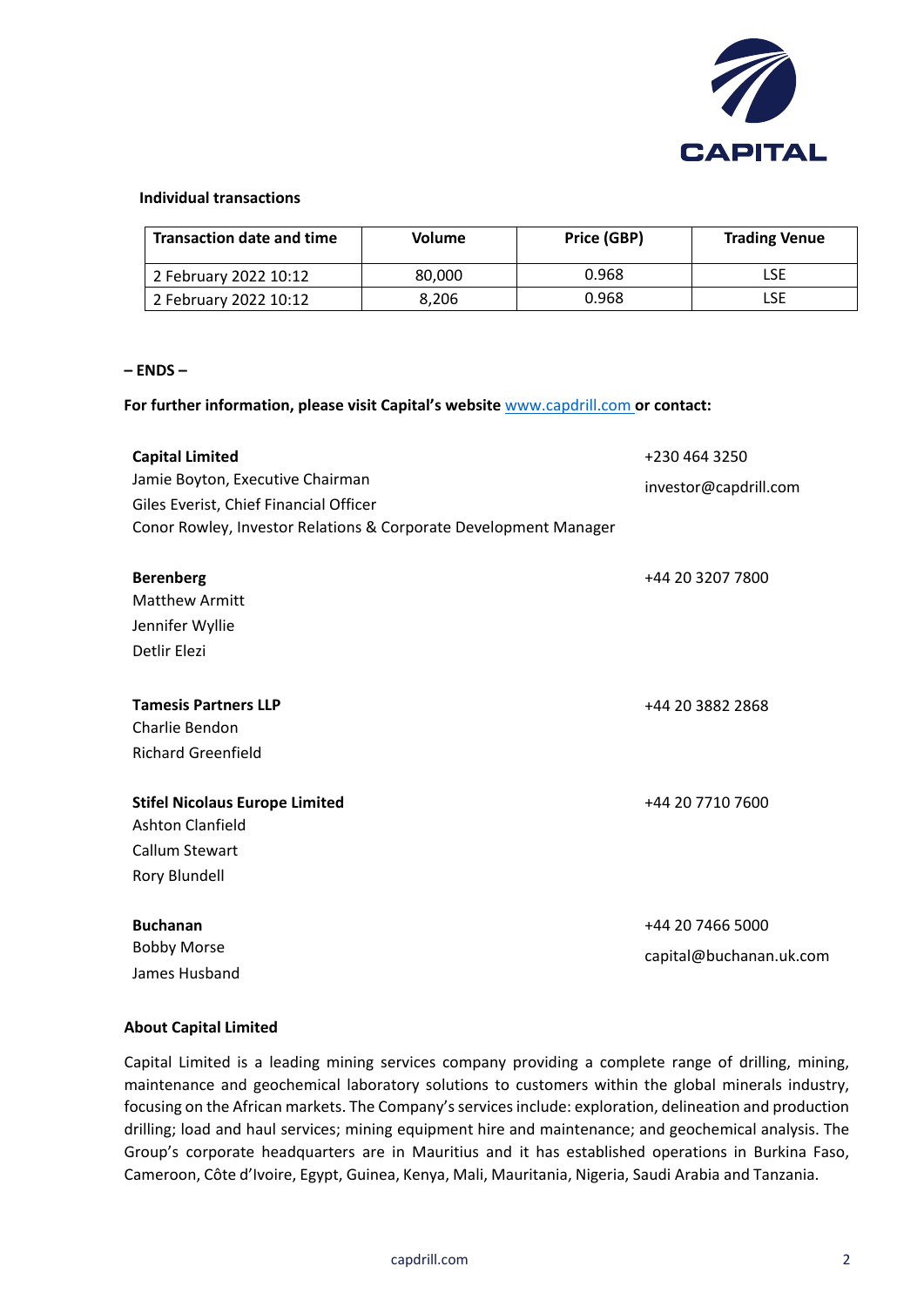**Individual transactions**

| Transaction date and time | Volume | Price (GBP) | Trading Venue |
|---|---|---|---|
| 2 February 2022 10:12 | 80,000 | 0.968 | LSE |
| 2 February 2022 10:12 | 8,206 | 0.968 | LSE |

**– ENDS –**

**For further information, please visit Capital's website** www.capdrill.com **or contact:**

**Capital Limited**
Jamie Boyton, Executive Chairman
Giles Everist, Chief Financial Officer
Conor Rowley, Investor Relations & Corporate Development Manager

+230 464 3250
investor@capdrill.com

**Berenberg**
Matthew Armitt
Jennifer Wyllie
Detlir Elezi

+44 20 3207 7800

**Tamesis Partners LLP**
Charlie Bendon
Richard Greenfield

+44 20 3882 2868

**Stifel Nicolaus Europe Limited**
Ashton Clanfield
Callum Stewart
Rory Blundell

+44 20 7710 7600

**Buchanan**
Bobby Morse
James Husband

+44 20 7466 5000
capital@buchanan.uk.com

**About Capital Limited**

Capital Limited is a leading mining services company providing a complete range of drilling, mining, maintenance and geochemical laboratory solutions to customers within the global minerals industry, focusing on the African markets. The Company's services include: exploration, delineation and production drilling; load and haul services; mining equipment hire and maintenance; and geochemical analysis. The Group's corporate headquarters are in Mauritius and it has established operations in Burkina Faso, Cameroon, Côte d'Ivoire, Egypt, Guinea, Kenya, Mali, Mauritania, Nigeria, Saudi Arabia and Tanzania.